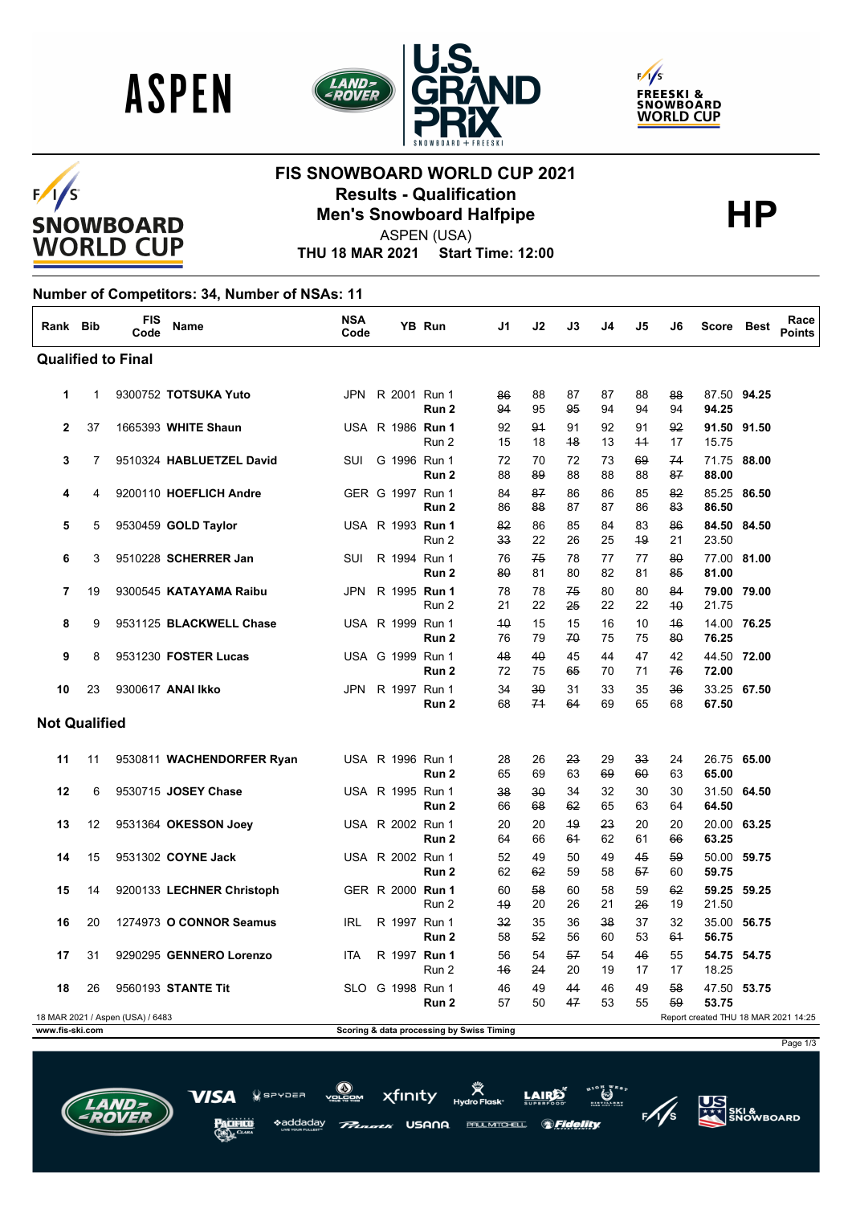# FIS SNOWBOARD WORLD CUP 2021

## Results - Qualification

## Men's Snowboard Halfpipe

ASPEN (USA)

**THU 18 MAR 2021 Start Time: 12:00**

**HP**

**Number of Competitors: 34, Number of NSAs: 11**

| Rank | Bib | FIS Code | Name | NSA Code | | YB | Run | J1 | J2 | J3 | J4 | J5 | J6 | Score | Best | Race Points |
|---|---|---|---|---|---|---|---|---|---|---|---|---|---|---|---|---|
| **Qualified to Final** | | | | | | | | | | | | | | | | |
| 1 | 1 | 9300752 | **TOTSUKA Yuto** | JPN | R | 2001 | Run 1 | ~~86~~ | 88 | 87 | 87 | 88 | ~~88~~ | 87.50 | **94.25** | |
| | | | | | | | **Run 2** | ~~94~~ | 95 | ~~95~~ | 94 | 94 | 94 | **94.25** | | |
| 2 | 37 | 1665393 | **WHITE Shaun** | USA | R | 1986 | **Run 1** | 92 | ~~91~~ | 91 | 92 | 91 | ~~92~~ | **91.50** | **91.50** | |
| | | | | | | | Run 2 | 15 | 18 | ~~18~~ | 13 | ~~11~~ | 17 | 15.75 | | |
| 3 | 7 | 9510324 | **HABLUETZEL David** | SUI | G | 1996 | Run 1 | 72 | 70 | 72 | 73 | ~~69~~ | ~~74~~ | 71.75 | **88.00** | |
| | | | | | | | **Run 2** | 88 | ~~89~~ | 88 | 88 | 88 | ~~87~~ | **88.00** | | |
| 4 | 4 | 9200110 | **HOEFLICH Andre** | GER | G | 1997 | Run 1 | 84 | ~~87~~ | 86 | 86 | 85 | ~~82~~ | 85.25 | **86.50** | |
| | | | | | | | **Run 2** | 86 | ~~88~~ | 87 | 87 | 86 | ~~83~~ | **86.50** | | |
| 5 | 5 | 9530459 | **GOLD Taylor** | USA | R | 1993 | **Run 1** | ~~82~~ | 86 | 85 | 84 | 83 | ~~86~~ | **84.50** | **84.50** | |
| | | | | | | | Run 2 | ~~33~~ | 22 | 26 | 25 | ~~19~~ | 21 | 23.50 | | |
| 6 | 3 | 9510228 | **SCHERRER Jan** | SUI | R | 1994 | Run 1 | 76 | ~~75~~ | 78 | 77 | 77 | ~~80~~ | 77.00 | **81.00** | |
| | | | | | | | **Run 2** | ~~80~~ | 81 | 80 | 82 | 81 | ~~85~~ | **81.00** | | |
| 7 | 19 | 9300545 | **KATAYAMA Raibu** | JPN | R | 1995 | **Run 1** | 78 | 78 | ~~75~~ | 80 | 80 | ~~84~~ | **79.00** | **79.00** | |
| | | | | | | | Run 2 | 21 | 22 | ~~25~~ | 22 | 22 | ~~10~~ | 21.75 | | |
| 8 | 9 | 9531125 | **BLACKWELL Chase** | USA | R | 1999 | Run 1 | ~~10~~ | 15 | 15 | 16 | 10 | ~~16~~ | 14.00 | **76.25** | |
| | | | | | | | **Run 2** | 76 | 79 | ~~70~~ | 75 | 75 | ~~80~~ | **76.25** | | |
| 9 | 8 | 9531230 | **FOSTER Lucas** | USA | G | 1999 | Run 1 | ~~48~~ | ~~40~~ | 45 | 44 | 47 | 42 | 44.50 | **72.00** | |
| | | | | | | | **Run 2** | 72 | 75 | ~~65~~ | 70 | 71 | ~~76~~ | **72.00** | | |
| 10 | 23 | 9300617 | **ANAI Ikko** | JPN | R | 1997 | Run 1 | 34 | ~~30~~ | 31 | 33 | 35 | ~~36~~ | 33.25 | **67.50** | |
| | | | | | | | **Run 2** | 68 | ~~71~~ | ~~64~~ | 69 | 65 | 68 | **67.50** | | |
| **Not Qualified** | | | | | | | | | | | | | | | | |
| 11 | 11 | 9530811 | **WACHENDORFER Ryan** | USA | R | 1996 | Run 1 | 28 | 26 | ~~23~~ | 29 | ~~33~~ | 24 | 26.75 | **65.00** | |
| | | | | | | | **Run 2** | 65 | 69 | 63 | ~~69~~ | ~~60~~ | 63 | **65.00** | | |
| 12 | 6 | 9530715 | **JOSEY Chase** | USA | R | 1995 | Run 1 | ~~38~~ | ~~30~~ | 34 | 32 | 30 | 30 | 31.50 | **64.50** | |
| | | | | | | | **Run 2** | 66 | ~~68~~ | ~~62~~ | 65 | 63 | 64 | **64.50** | | |
| 13 | 12 | 9531364 | **OKESSON Joey** | USA | R | 2002 | Run 1 | 20 | 20 | ~~19~~ | ~~23~~ | 20 | 20 | 20.00 | **63.25** | |
| | | | | | | | **Run 2** | 64 | 66 | ~~61~~ | 62 | 61 | ~~66~~ | **63.25** | | |
| 14 | 15 | 9531302 | **COYNE Jack** | USA | R | 2002 | Run 1 | 52 | 49 | 50 | 49 | ~~45~~ | ~~59~~ | 50.00 | **59.75** | |
| | | | | | | | **Run 2** | 62 | ~~62~~ | 59 | 58 | ~~57~~ | 60 | **59.75** | | |
| 15 | 14 | 9200133 | **LECHNER Christoph** | GER | R | 2000 | **Run 1** | 60 | ~~58~~ | 60 | 58 | 59 | ~~62~~ | **59.25** | **59.25** | |
| | | | | | | | Run 2 | ~~19~~ | 20 | 26 | 21 | ~~26~~ | 19 | 21.50 | | |
| 16 | 20 | 1274973 | **O CONNOR Seamus** | IRL | R | 1997 | Run 1 | ~~32~~ | 35 | 36 | ~~38~~ | 37 | 32 | 35.00 | **56.75** | |
| | | | | | | | **Run 2** | 58 | ~~52~~ | 56 | 60 | 53 | ~~61~~ | **56.75** | | |
| 17 | 31 | 9290295 | **GENNERO Lorenzo** | ITA | R | 1997 | **Run 1** | 56 | 54 | ~~57~~ | 54 | ~~46~~ | 55 | **54.75** | **54.75** | |
| | | | | | | | Run 2 | ~~16~~ | ~~24~~ | 20 | 19 | 17 | 17 | 18.25 | | |
| 18 | 26 | 9560193 | **STANTE Tit** | SLO | G | 1998 | Run 1 | 46 | 49 | ~~44~~ | 46 | 49 | ~~58~~ | 47.50 | **53.75** | |
| | | | | | | | **Run 2** | 57 | 50 | ~~47~~ | 53 | 55 | ~~59~~ | **53.75** | | |

18 MAR 2021 / Aspen (USA) / 6483

Report created THU 18 MAR 2021 14:25

www.fis-ski.com

Scoring & data processing by Swiss Timing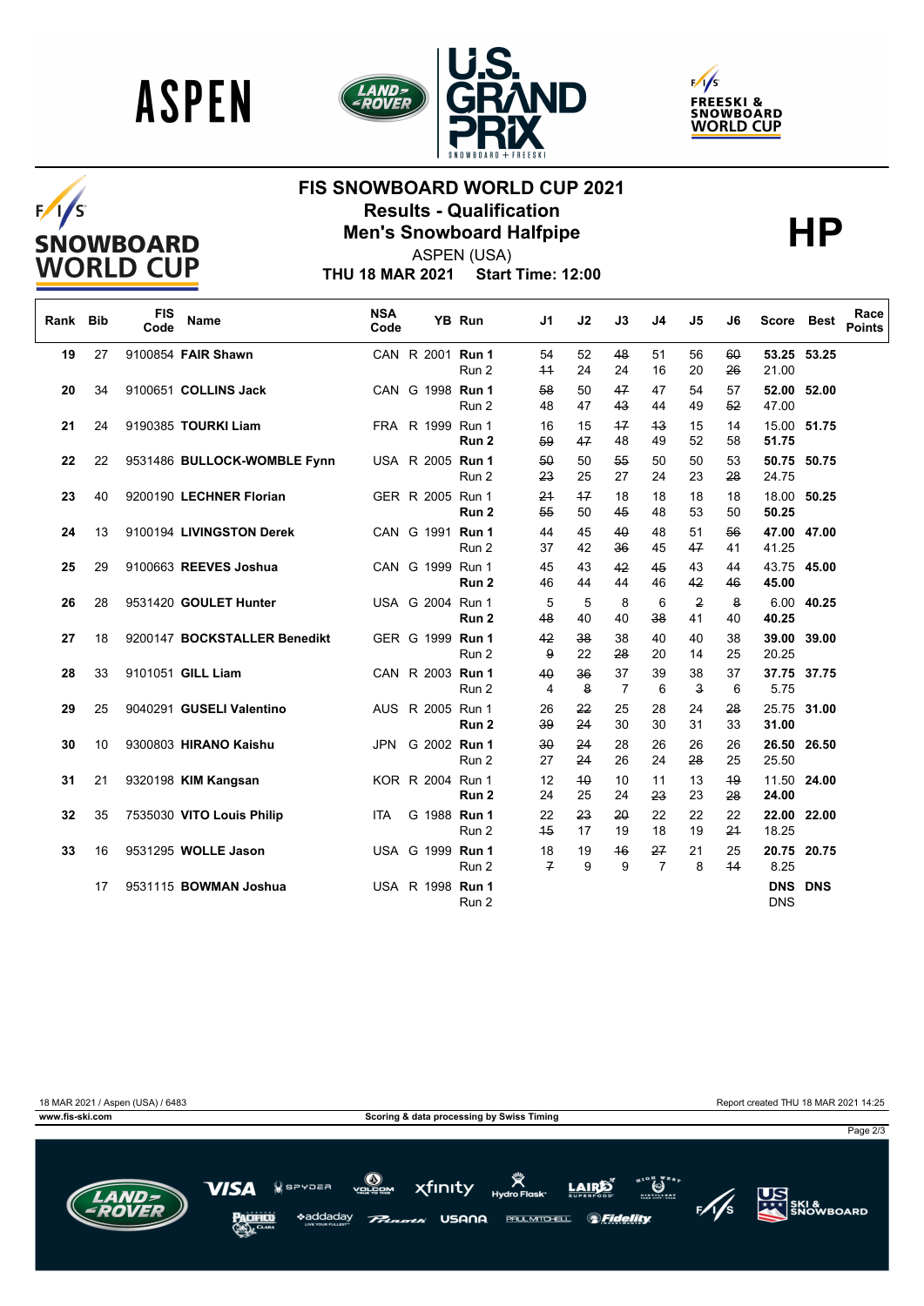# FIS SNOWBOARD WORLD CUP 2021

## Results - Qualification

## Men's Snowboard Halfpipe

ASPEN (USA)

**THU 18 MAR 2021 Start Time: 12:00**

**HP**

| Rank | Bib | FIS Code | Name | NSA Code | | YB | Run | J1 | J2 | J3 | J4 | J5 | J6 | Score | Best | Race Points |
|---|---|---|---|---|---|---|---|---|---|---|---|---|---|---|---|---|
| 19 | 27 | 9100854 | **FAIR Shawn** | CAN | R | 2001 | **Run 1** | 54 | 52 | ~~48~~ | 51 | 56 | ~~60~~ | **53.25** | **53.25** | |
| | | | | | | | Run 2 | ~~11~~ | 24 | 24 | 16 | 20 | ~~26~~ | 21.00 | | |
| 20 | 34 | 9100651 | **COLLINS Jack** | CAN | G | 1998 | **Run 1** | ~~58~~ | 50 | ~~47~~ | 47 | 54 | 57 | **52.00** | **52.00** | |
| | | | | | | | Run 2 | 48 | 47 | ~~43~~ | 44 | 49 | ~~52~~ | 47.00 | | |
| 21 | 24 | 9190385 | **TOURKI Liam** | FRA | R | 1999 | Run 1 | 16 | 15 | ~~17~~ | ~~13~~ | 15 | 14 | 15.00 | **51.75** | |
| | | | | | | | **Run 2** | ~~59~~ | ~~47~~ | 48 | 49 | 52 | 58 | **51.75** | | |
| 22 | 22 | 9531486 | **BULLOCK-WOMBLE Fynn** | USA | R | 2005 | **Run 1** | ~~50~~ | 50 | ~~55~~ | 50 | 50 | 53 | **50.75** | **50.75** | |
| | | | | | | | Run 2 | ~~23~~ | 25 | 27 | 24 | 23 | ~~28~~ | 24.75 | | |
| 23 | 40 | 9200190 | **LECHNER Florian** | GER | R | 2005 | Run 1 | ~~21~~ | ~~17~~ | 18 | 18 | 18 | 18 | 18.00 | **50.25** | |
| | | | | | | | **Run 2** | ~~55~~ | 50 | ~~45~~ | 48 | 53 | 50 | **50.25** | | |
| 24 | 13 | 9100194 | **LIVINGSTON Derek** | CAN | G | 1991 | **Run 1** | 44 | 45 | ~~40~~ | 48 | 51 | ~~56~~ | **47.00** | **47.00** | |
| | | | | | | | Run 2 | 37 | 42 | ~~36~~ | 45 | ~~47~~ | 41 | 41.25 | | |
| 25 | 29 | 9100663 | **REEVES Joshua** | CAN | G | 1999 | Run 1 | 45 | 43 | ~~42~~ | ~~45~~ | 43 | 44 | 43.75 | **45.00** | |
| | | | | | | | **Run 2** | 46 | 44 | 44 | 46 | ~~42~~ | ~~46~~ | **45.00** | | |
| 26 | 28 | 9531420 | **GOULET Hunter** | USA | G | 2004 | Run 1 | 5 | 5 | 8 | 6 | ~~2~~ | ~~8~~ | 6.00 | **40.25** | |
| | | | | | | | **Run 2** | ~~48~~ | 40 | 40 | ~~38~~ | 41 | 40 | **40.25** | | |
| 27 | 18 | 9200147 | **BOCKSTALLER Benedikt** | GER | G | 1999 | **Run 1** | ~~42~~ | ~~38~~ | 38 | 40 | 40 | 38 | **39.00** | **39.00** | |
| | | | | | | | Run 2 | ~~9~~ | 22 | ~~28~~ | 20 | 14 | 25 | 20.25 | | |
| 28 | 33 | 9101051 | **GILL Liam** | CAN | R | 2003 | **Run 1** | ~~40~~ | ~~36~~ | 37 | 39 | 38 | 37 | **37.75** | **37.75** | |
| | | | | | | | Run 2 | 4 | ~~8~~ | 7 | 6 | ~~3~~ | 6 | 5.75 | | |
| 29 | 25 | 9040291 | **GUSELI Valentino** | AUS | R | 2005 | Run 1 | 26 | ~~22~~ | 25 | 28 | 24 | ~~28~~ | 25.75 | **31.00** | |
| | | | | | | | **Run 2** | ~~39~~ | ~~24~~ | 30 | 30 | 31 | 33 | **31.00** | | |
| 30 | 10 | 9300803 | **HIRANO Kaishu** | JPN | G | 2002 | **Run 1** | ~~30~~ | ~~24~~ | 28 | 26 | 26 | 26 | **26.50** | **26.50** | |
| | | | | | | | Run 2 | 27 | ~~24~~ | 26 | 24 | ~~28~~ | 25 | 25.50 | | |
| 31 | 21 | 9320198 | **KIM Kangsan** | KOR | R | 2004 | Run 1 | 12 | ~~10~~ | 10 | 11 | 13 | ~~19~~ | 11.50 | **24.00** | |
| | | | | | | | **Run 2** | 24 | 25 | 24 | ~~23~~ | 23 | ~~28~~ | **24.00** | | |
| 32 | 35 | 7535030 | **VITO Louis Philip** | ITA | G | 1988 | **Run 1** | 22 | ~~23~~ | ~~20~~ | 22 | 22 | 22 | **22.00** | **22.00** | |
| | | | | | | | Run 2 | ~~15~~ | 17 | 19 | 18 | 19 | ~~21~~ | 18.25 | | |
| 33 | 16 | 9531295 | **WOLLE Jason** | USA | G | 1999 | **Run 1** | 18 | 19 | ~~16~~ | ~~27~~ | 21 | 25 | **20.75** | **20.75** | |
| | | | | | | | Run 2 | ~~7~~ | 9 | 9 | 7 | 8 | ~~11~~ | 8.25 | | |
| | 17 | 9531115 | **BOWMAN Joshua** | USA | R | 1998 | **Run 1** | | | | | | | **DNS** | **DNS** | |
| | | | | | | | Run 2 | | | | | | | DNS | | |

18 MAR 2021 / Aspen (USA) / 6483 — Report created THU 18 MAR 2021 14:25

www.fis-ski.com — Scoring & data processing by Swiss Timing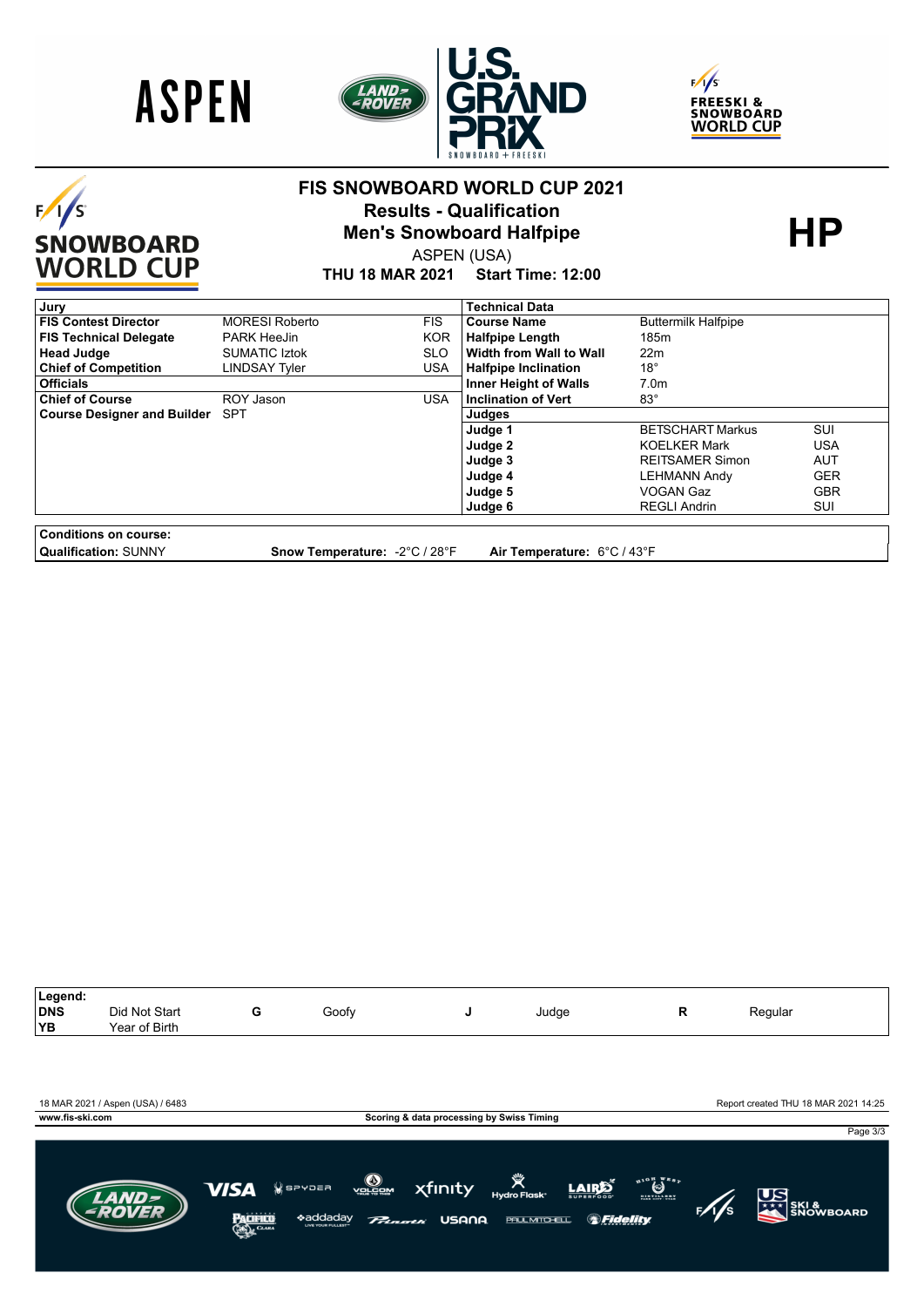# FIS SNOWBOARD WORLD CUP 2021

## Results - Qualification

## Men's Snowboard Halfpipe

**HP**

ASPEN (USA)

**THU 18 MAR 2021 Start Time: 12:00**

| Jury | | | Technical Data | | |
|---|---|---|---|---|---|
| **FIS Contest Director** | MORESI Roberto | FIS | **Course Name** | Buttermilk Halfpipe | |
| **FIS Technical Delegate** | PARK HeeJin | KOR | **Halfpipe Length** | 185m | |
| **Head Judge** | SUMATIC Iztok | SLO | **Width from Wall to Wall** | 22m | |
| **Chief of Competition** | LINDSAY Tyler | USA | **Halfpipe Inclination** | 18° | |
| **Officials** | | | **Inner Height of Walls** | 7.0m | |
| **Chief of Course** | ROY Jason | USA | **Inclination of Vert** | 83° | |
| **Course Designer and Builder** | SPT | | **Judges** | | |
| | | | **Judge 1** | BETSCHART Markus | SUI |
| | | | **Judge 2** | KOELKER Mark | USA |
| | | | **Judge 3** | REITSAMER Simon | AUT |
| | | | **Judge 4** | LEHMANN Andy | GER |
| | | | **Judge 5** | VOGAN Gaz | GBR |
| | | | **Judge 6** | REGLI Andrin | SUI |

**Conditions on course:**

**Qualification:** SUNNY **Snow Temperature:** -2°C / 28°F **Air Temperature:** 6°C / 43°F

| Legend: | | | | | | | |
|---|---|---|---|---|---|---|---|
| **DNS** | Did Not Start | **G** | Goofy | **J** | Judge | **R** | Regular |
| **YB** | Year of Birth | | | | | | |

18 MAR 2021 / Aspen (USA) / 6483 Report created THU 18 MAR 2021 14:25

**www.fis-ski.com** **Scoring & data processing by Swiss Timing**